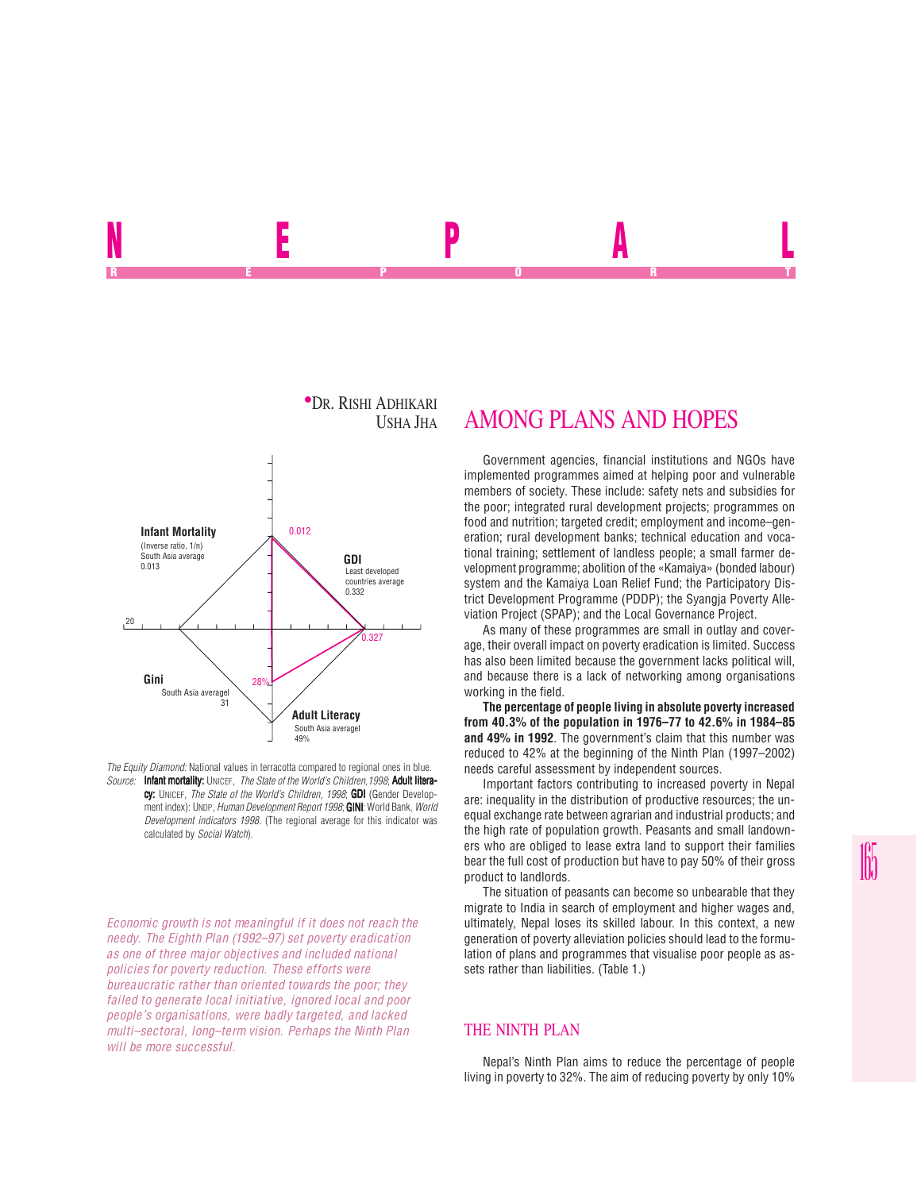# NEPAL

## REPORT

•DR. RISHI ADHIKARI
USHA JHA

# AMONG PLANS AND HOPES

**Infant Mortality**
(Inverse ratio, 1/n)
South Asia average
0.013

0.012

**GDI**
Least developed countries average
0.332

0.327

20

**Gini**
South Asia averagel
31

28%

**Adult Literacy**
South Asia averagel
49%

*The Equity Diamond:* National values in terracotta compared to regional ones in blue.
*Source:* **Infant mortality:** UNICEF, *The State of the World's Children,1998*; **Adult literacy:** UNICEF, *The State of the World's Children, 1998*; **GDI** (Gender Development index): UNDP, *Human Development Report 1998*; **GINI**: World Bank, *World Development indicators 1998*. (The regional average for this indicator was calculated by *Social Watch*).

*Economic growth is not meaningful if it does not reach the needy. The Eighth Plan (1992–97) set poverty eradication as one of three major objectives and included national policies for poverty reduction. These efforts were bureaucratic rather than oriented towards the poor; they failed to generate local initiative, ignored local and poor people's organisations, were badly targeted, and lacked multi–sectoral, long–term vision. Perhaps the Ninth Plan will be more successful.*

Government agencies, financial institutions and NGOs have implemented programmes aimed at helping poor and vulnerable members of society. These include: safety nets and subsidies for the poor; integrated rural development projects; programmes on food and nutrition; targeted credit; employment and income–generation; rural development banks; technical education and vocational training; settlement of landless people; a small farmer development programme; abolition of the «Kamaiya» (bonded labour) system and the Kamaiya Loan Relief Fund; the Participatory District Development Programme (PDDP); the Syangja Poverty Alleviation Project (SPAP); and the Local Governance Project.

As many of these programmes are small in outlay and coverage, their overall impact on poverty eradication is limited. Success has also been limited because the government lacks political will, and because there is a lack of networking among organisations working in the field.

**The percentage of people living in absolute poverty increased from 40.3% of the population in 1976–77 to 42.6% in 1984–85 and 49% in 1992**. The government's claim that this number was reduced to 42% at the beginning of the Ninth Plan (1997–2002) needs careful assessment by independent sources.

Important factors contributing to increased poverty in Nepal are: inequality in the distribution of productive resources; the unequal exchange rate between agrarian and industrial products; and the high rate of population growth. Peasants and small landowners who are obliged to lease extra land to support their families bear the full cost of production but have to pay 50% of their gross product to landlords.

The situation of peasants can become so unbearable that they migrate to India in search of employment and higher wages and, ultimately, Nepal loses its skilled labour. In this context, a new generation of poverty alleviation policies should lead to the formulation of plans and programmes that visualise poor people as assets rather than liabilities. (Table 1.)

## THE NINTH PLAN

Nepal's Ninth Plan aims to reduce the percentage of people living in poverty to 32%. The aim of reducing poverty by only 10%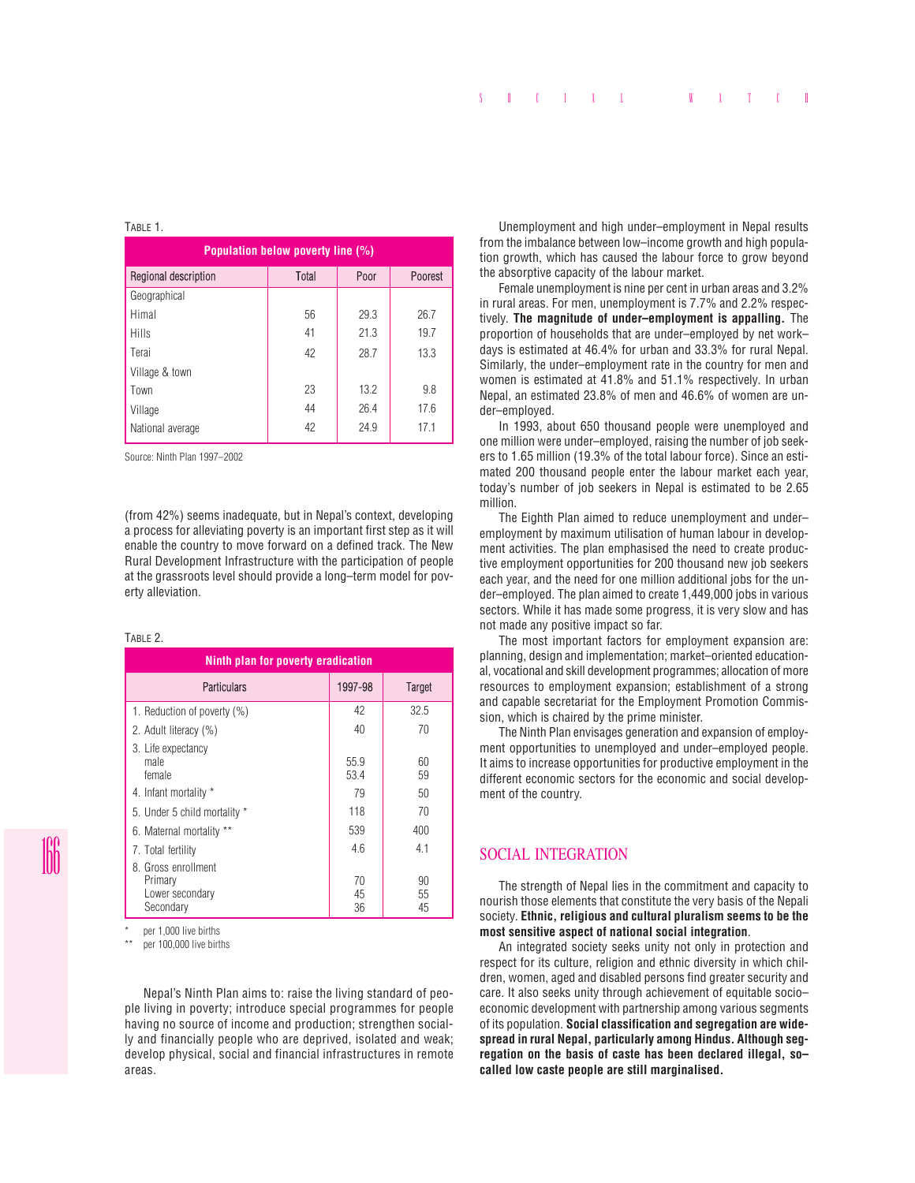TABLE 1.

| Population below poverty line (%) | | | |
|---|---|---|---|
| Regional description | Total | Poor | Poorest |
| Geographical | | | |
| Himal | 56 | 29.3 | 26.7 |
| Hills | 41 | 21.3 | 19.7 |
| Terai | 42 | 28.7 | 13.3 |
| Village & town | | | |
| Town | 23 | 13.2 | 9.8 |
| Village | 44 | 26.4 | 17.6 |
| National average | 42 | 24.9 | 17.1 |

Source: Ninth Plan 1997–2002

(from 42%) seems inadequate, but in Nepal's context, developing a process for alleviating poverty is an important first step as it will enable the country to move forward on a defined track. The New Rural Development Infrastructure with the participation of people at the grassroots level should provide a long–term model for poverty alleviation.

TABLE 2.

| Ninth plan for poverty eradication | | |
|---|---|---|
| Particulars | 1997-98 | Target |
| 1. Reduction of poverty (%) | 42 | 32.5 |
| 2. Adult literacy (%) | 40 | 70 |
| 3. Life expectancy | | |
| male | 55.9 | 60 |
| female | 53.4 | 59 |
| 4. Infant mortality * | 79 | 50 |
| 5. Under 5 child mortality * | 118 | 70 |
| 6. Maternal mortality ** | 539 | 400 |
| 7. Total fertility | 4.6 | 4.1 |
| 8. Gross enrollment | | |
| Primary | 70 | 90 |
| Lower secondary | 45 | 55 |
| Secondary | 36 | 45 |

\* per 1,000 live births

\*\* per 100,000 live births

Nepal's Ninth Plan aims to: raise the living standard of people living in poverty; introduce special programmes for people having no source of income and production; strengthen socially and financially people who are deprived, isolated and weak; develop physical, social and financial infrastructures in remote areas.

Unemployment and high under–employment in Nepal results from the imbalance between low–income growth and high population growth, which has caused the labour force to grow beyond the absorptive capacity of the labour market.

Female unemployment is nine per cent in urban areas and 3.2% in rural areas. For men, unemployment is 7.7% and 2.2% respectively. **The magnitude of under–employment is appalling.** The proportion of households that are under–employed by net work–days is estimated at 46.4% for urban and 33.3% for rural Nepal. Similarly, the under–employment rate in the country for men and women is estimated at 41.8% and 51.1% respectively. In urban Nepal, an estimated 23.8% of men and 46.6% of women are under–employed.

In 1993, about 650 thousand people were unemployed and one million were under–employed, raising the number of job seekers to 1.65 million (19.3% of the total labour force). Since an estimated 200 thousand people enter the labour market each year, today's number of job seekers in Nepal is estimated to be 2.65 million.

The Eighth Plan aimed to reduce unemployment and under–employment by maximum utilisation of human labour in development activities. The plan emphasised the need to create productive employment opportunities for 200 thousand new job seekers each year, and the need for one million additional jobs for the under–employed. The plan aimed to create 1,449,000 jobs in various sectors. While it has made some progress, it is very slow and has not made any positive impact so far.

The most important factors for employment expansion are: planning, design and implementation; market–oriented educational, vocational and skill development programmes; allocation of more resources to employment expansion; establishment of a strong and capable secretariat for the Employment Promotion Commission, which is chaired by the prime minister.

The Ninth Plan envisages generation and expansion of employment opportunities to unemployed and under–employed people. It aims to increase opportunities for productive employment in the different economic sectors for the economic and social development of the country.

## SOCIAL INTEGRATION

The strength of Nepal lies in the commitment and capacity to nourish those elements that constitute the very basis of the Nepali society. **Ethnic, religious and cultural pluralism seems to be the most sensitive aspect of national social integration**.

An integrated society seeks unity not only in protection and respect for its culture, religion and ethnic diversity in which children, women, aged and disabled persons find greater security and care. It also seeks unity through achievement of equitable socio–economic development with partnership among various segments of its population. **Social classification and segregation are widespread in rural Nepal, particularly among Hindus. Although segregation on the basis of caste has been declared illegal, so–called low caste people are still marginalised.**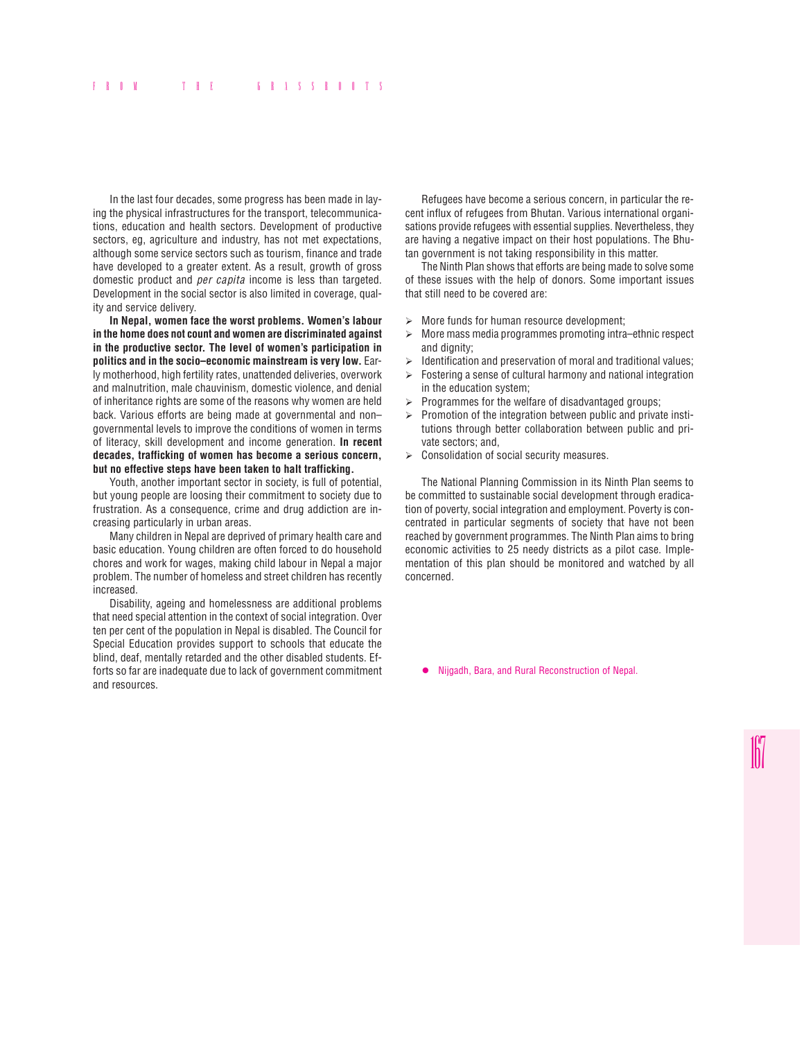In the last four decades, some progress has been made in laying the physical infrastructures for the transport, telecommunications, education and health sectors. Development of productive sectors, eg, agriculture and industry, has not met expectations, although some service sectors such as tourism, finance and trade have developed to a greater extent. As a result, growth of gross domestic product and *per capita* income is less than targeted. Development in the social sector is also limited in coverage, quality and service delivery.

**In Nepal, women face the worst problems. Women's labour in the home does not count and women are discriminated against in the productive sector. The level of women's participation in politics and in the socio–economic mainstream is very low.** Early motherhood, high fertility rates, unattended deliveries, overwork and malnutrition, male chauvinism, domestic violence, and denial of inheritance rights are some of the reasons why women are held back. Various efforts are being made at governmental and non–governmental levels to improve the conditions of women in terms of literacy, skill development and income generation. **In recent decades, trafficking of women has become a serious concern, but no effective steps have been taken to halt trafficking.**

Youth, another important sector in society, is full of potential, but young people are loosing their commitment to society due to frustration. As a consequence, crime and drug addiction are increasing particularly in urban areas.

Many children in Nepal are deprived of primary health care and basic education. Young children are often forced to do household chores and work for wages, making child labour in Nepal a major problem. The number of homeless and street children has recently increased.

Disability, ageing and homelessness are additional problems that need special attention in the context of social integration. Over ten per cent of the population in Nepal is disabled. The Council for Special Education provides support to schools that educate the blind, deaf, mentally retarded and the other disabled students. Efforts so far are inadequate due to lack of government commitment and resources.

Refugees have become a serious concern, in particular the recent influx of refugees from Bhutan. Various international organisations provide refugees with essential supplies. Nevertheless, they are having a negative impact on their host populations. The Bhutan government is not taking responsibility in this matter.

The Ninth Plan shows that efforts are being made to solve some of these issues with the help of donors. Some important issues that still need to be covered are:

- More funds for human resource development;
- More mass media programmes promoting intra–ethnic respect and dignity;
- Identification and preservation of moral and traditional values;
- Fostering a sense of cultural harmony and national integration in the education system;
- Programmes for the welfare of disadvantaged groups;
- Promotion of the integration between public and private institutions through better collaboration between public and private sectors; and,
- Consolidation of social security measures.

The National Planning Commission in its Ninth Plan seems to be committed to sustainable social development through eradication of poverty, social integration and employment. Poverty is concentrated in particular segments of society that have not been reached by government programmes. The Ninth Plan aims to bring economic activities to 25 needy districts as a pilot case. Implementation of this plan should be monitored and watched by all concerned.

- Nijgadh, Bara, and Rural Reconstruction of Nepal.